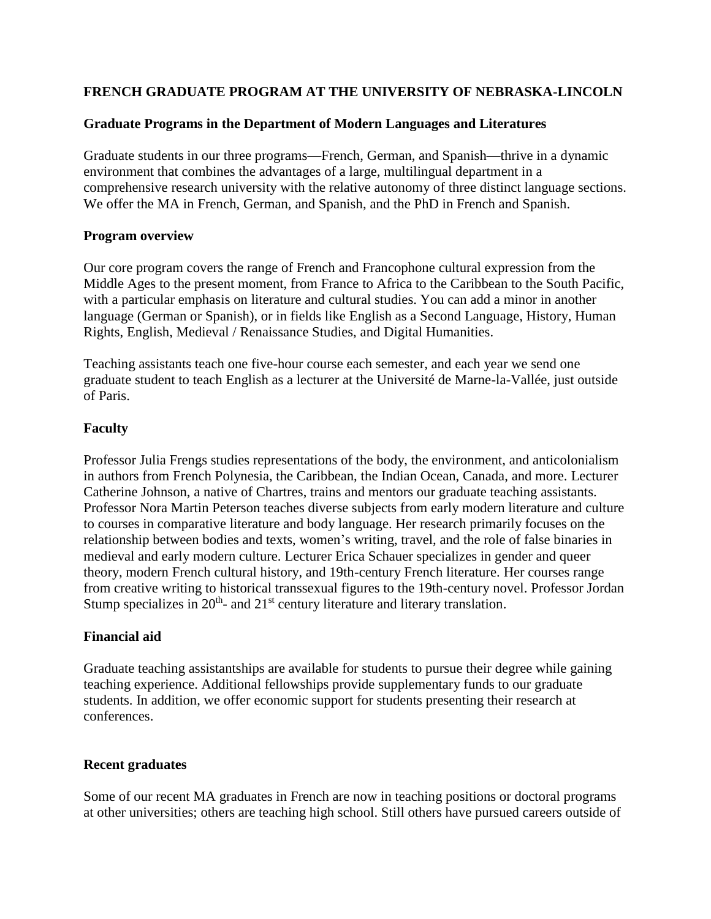**FRENCH GRADUATE PROGRAM AT THE UNIVERSITY OF NEBRASKA-LINCOLN**

**Graduate Programs in the Department of Modern Languages and Literatures**

Graduate students in our three programs—French, German, and Spanish—thrive in a dynamic environment that combines the advantages of a large, multilingual department in a comprehensive research university with the relative autonomy of three distinct language sections. We offer the MA in French, German, and Spanish, and the PhD in French and Spanish.

**Program overview**

Our core program covers the range of French and Francophone cultural expression from the Middle Ages to the present moment, from France to Africa to the Caribbean to the South Pacific, with a particular emphasis on literature and cultural studies. You can add a minor in another language (German or Spanish), or in fields like English as a Second Language, History, Human Rights, English, Medieval / Renaissance Studies, and Digital Humanities.

Teaching assistants teach one five-hour course each semester, and each year we send one graduate student to teach English as a lecturer at the Université de Marne-la-Vallée, just outside of Paris.

**Faculty**

Professor Julia Frengs studies representations of the body, the environment, and anticolonialism in authors from French Polynesia, the Caribbean, the Indian Ocean, Canada, and more. Lecturer Catherine Johnson, a native of Chartres, trains and mentors our graduate teaching assistants. Professor Nora Martin Peterson teaches diverse subjects from early modern literature and culture to courses in comparative literature and body language. Her research primarily focuses on the relationship between bodies and texts, women's writing, travel, and the role of false binaries in medieval and early modern culture. Lecturer Erica Schauer specializes in gender and queer theory, modern French cultural history, and 19th-century French literature. Her courses range from creative writing to historical transsexual figures to the 19th-century novel. Professor Jordan Stump specializes in 20th- and 21st century literature and literary translation.

**Financial aid**

Graduate teaching assistantships are available for students to pursue their degree while gaining teaching experience. Additional fellowships provide supplementary funds to our graduate students. In addition, we offer economic support for students presenting their research at conferences.

**Recent graduates**

Some of our recent MA graduates in French are now in teaching positions or doctoral programs at other universities; others are teaching high school. Still others have pursued careers outside of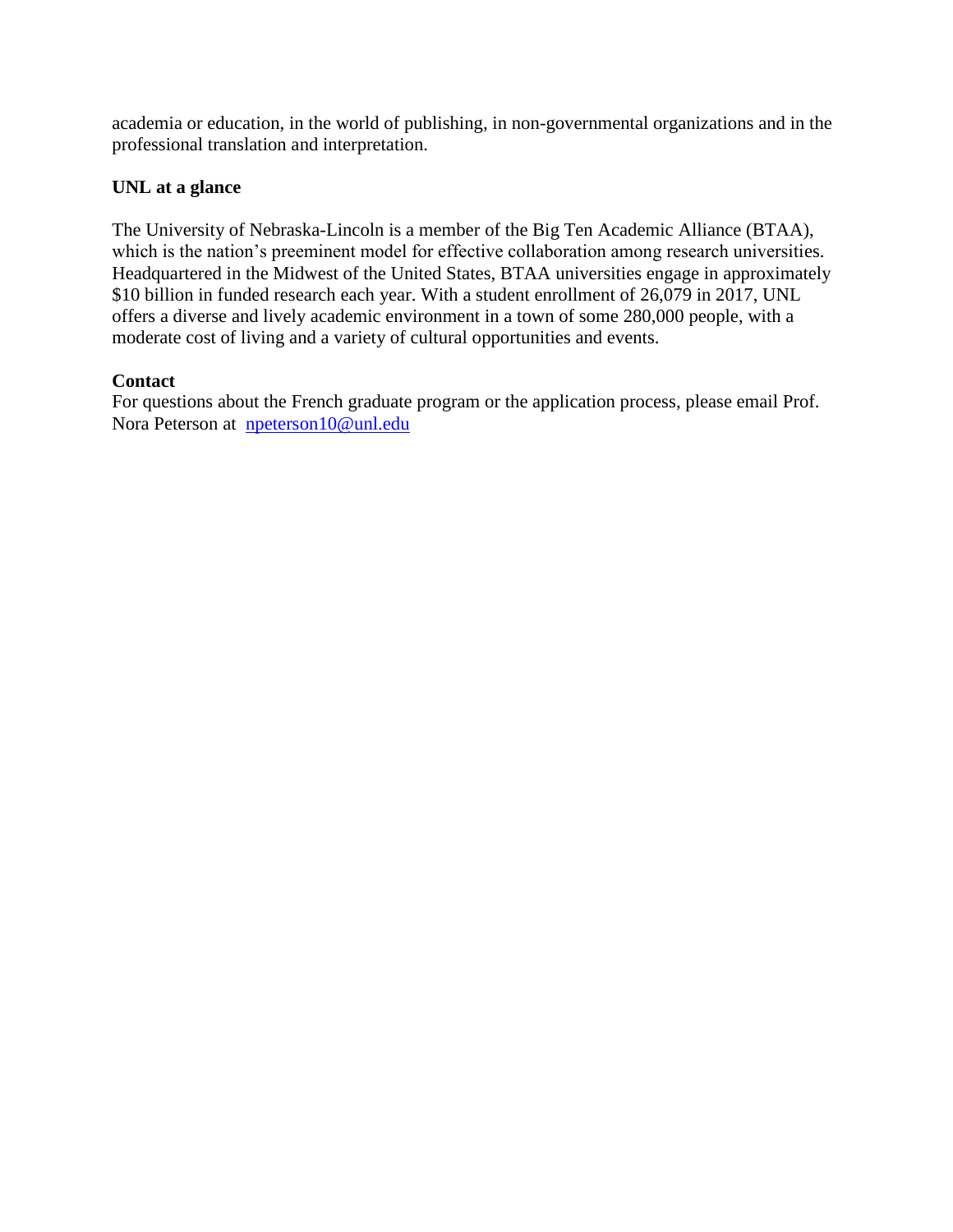academia or education, in the world of publishing, in non-governmental organizations and in the professional translation and interpretation.

**UNL at a glance**

The University of Nebraska-Lincoln is a member of the Big Ten Academic Alliance (BTAA), which is the nation's preeminent model for effective collaboration among research universities. Headquartered in the Midwest of the United States, BTAA universities engage in approximately $10 billion in funded research each year. With a student enrollment of 26,079 in 2017, UNL offers a diverse and lively academic environment in a town of some 280,000 people, with a moderate cost of living and a variety of cultural opportunities and events.

**Contact**

For questions about the French graduate program or the application process, please email Prof. Nora Peterson at npeterson10@unl.edu